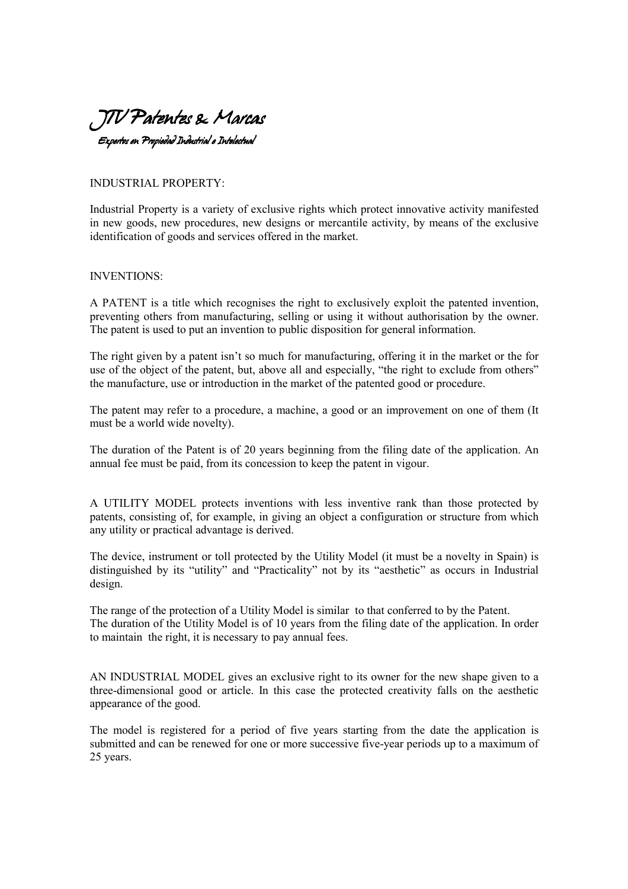# JTV Patentes & Marcas

*Expertos en Propiedad Industrial e Intelectual*

## INDUSTRIAL PROPERTY:

Industrial Property is a variety of exclusive rights which protect innovative activity manifested in new goods, new procedures, new designs or mercantile activity, by means of the exclusive identification of goods and services offered in the market.

## INVENTIONS:

A PATENT is a title which recognises the right to exclusively exploit the patented invention, preventing others from manufacturing, selling or using it without authorisation by the owner. The patent is used to put an invention to public disposition for general information.

The right given by a patent isn't so much for manufacturing, offering it in the market or the for use of the object of the patent, but, above all and especially, "the right to exclude from others" the manufacture, use or introduction in the market of the patented good or procedure.

The patent may refer to a procedure, a machine, a good or an improvement on one of them (It must be a world wide novelty).

The duration of the Patent is of 20 years beginning from the filing date of the application. An annual fee must be paid, from its concession to keep the patent in vigour.

A UTILITY MODEL protects inventions with less inventive rank than those protected by patents, consisting of, for example, in giving an object a configuration or structure from which any utility or practical advantage is derived.

The device, instrument or toll protected by the Utility Model (it must be a novelty in Spain) is distinguished by its "utility" and "Practicality" not by its "aesthetic" as occurs in Industrial design.

The range of the protection of a Utility Model is similar to that conferred to by the Patent.
The duration of the Utility Model is of 10 years from the filing date of the application. In order to maintain the right, it is necessary to pay annual fees.

AN INDUSTRIAL MODEL gives an exclusive right to its owner for the new shape given to a three-dimensional good or article. In this case the protected creativity falls on the aesthetic appearance of the good.

The model is registered for a period of five years starting from the date the application is submitted and can be renewed for one or more successive five-year periods up to a maximum of 25 years.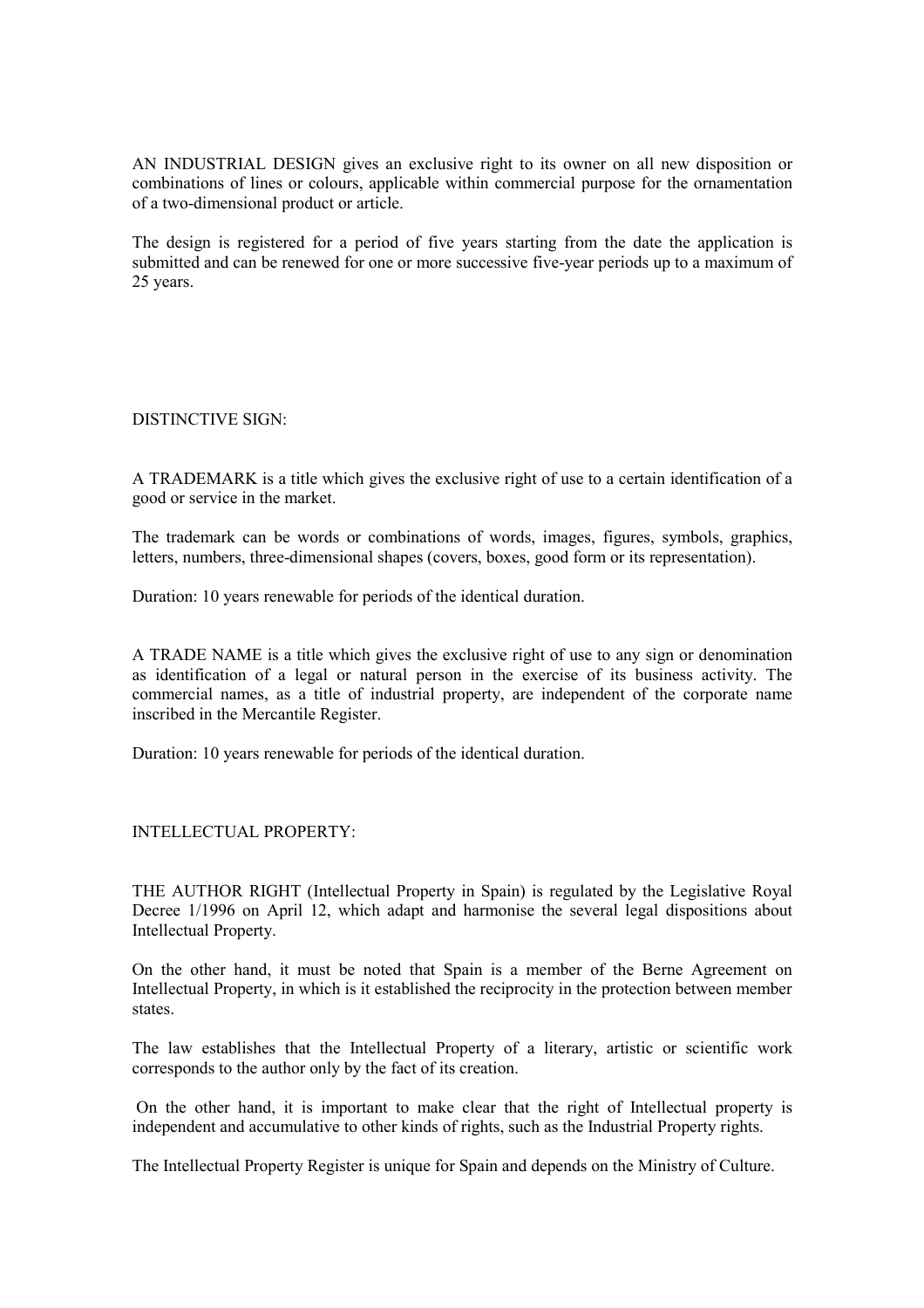AN INDUSTRIAL DESIGN gives an exclusive right to its owner on all new disposition or combinations of lines or colours, applicable within commercial purpose for the ornamentation of a two-dimensional product or article.

The design is registered for a period of five years starting from the date the application is submitted and can be renewed for one or more successive five-year periods up to a maximum of 25 years.

## DISTINCTIVE SIGN:

A TRADEMARK is a title which gives the exclusive right of use to a certain identification of a good or service in the market.

The trademark can be words or combinations of words, images, figures, symbols, graphics, letters, numbers, three-dimensional shapes (covers, boxes, good form or its representation).

Duration: 10 years renewable for periods of the identical duration.

A TRADE NAME is a title which gives the exclusive right of use to any sign or denomination as identification of a legal or natural person in the exercise of its business activity. The commercial names, as a title of industrial property, are independent of the corporate name inscribed in the Mercantile Register.

Duration: 10 years renewable for periods of the identical duration.

## INTELLECTUAL PROPERTY:

THE AUTHOR RIGHT (Intellectual Property in Spain) is regulated by the Legislative Royal Decree 1/1996 on April 12, which adapt and harmonise the several legal dispositions about Intellectual Property.

On the other hand, it must be noted that Spain is a member of the Berne Agreement on Intellectual Property, in which is it established the reciprocity in the protection between member states.

The law establishes that the Intellectual Property of a literary, artistic or scientific work corresponds to the author only by the fact of its creation.

On the other hand, it is important to make clear that the right of Intellectual property is independent and accumulative to other kinds of rights, such as the Industrial Property rights.

The Intellectual Property Register is unique for Spain and depends on the Ministry of Culture.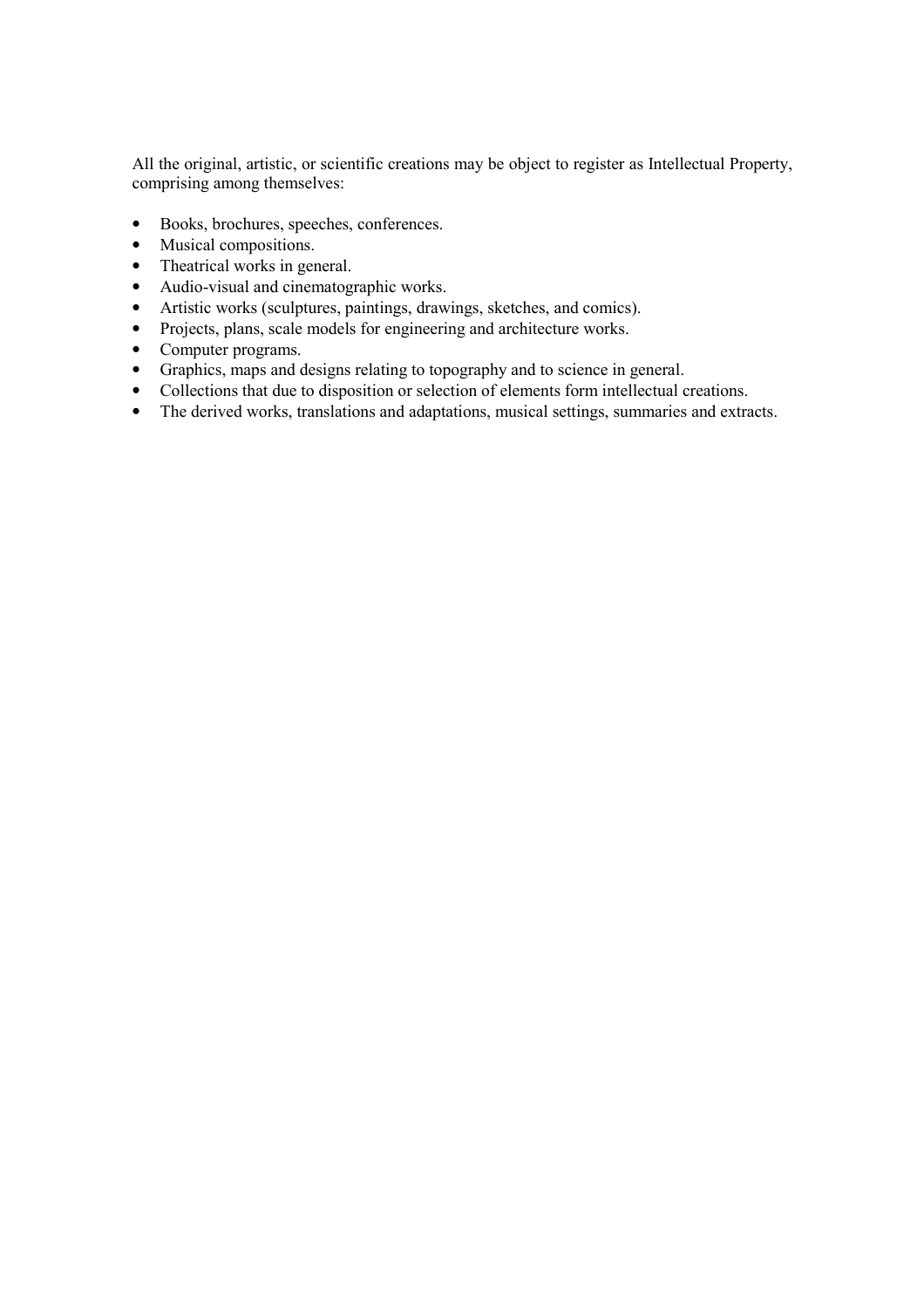All the original, artistic, or scientific creations may be object to register as Intellectual Property, comprising among themselves:

- Books, brochures, speeches, conferences.
- Musical compositions.
- Theatrical works in general.
- Audio-visual and cinematographic works.
- Artistic works (sculptures, paintings, drawings, sketches, and comics).
- Projects, plans, scale models for engineering and architecture works.
- Computer programs.
- Graphics, maps and designs relating to topography and to science in general.
- Collections that due to disposition or selection of elements form intellectual creations.
- The derived works, translations and adaptations, musical settings, summaries and extracts.